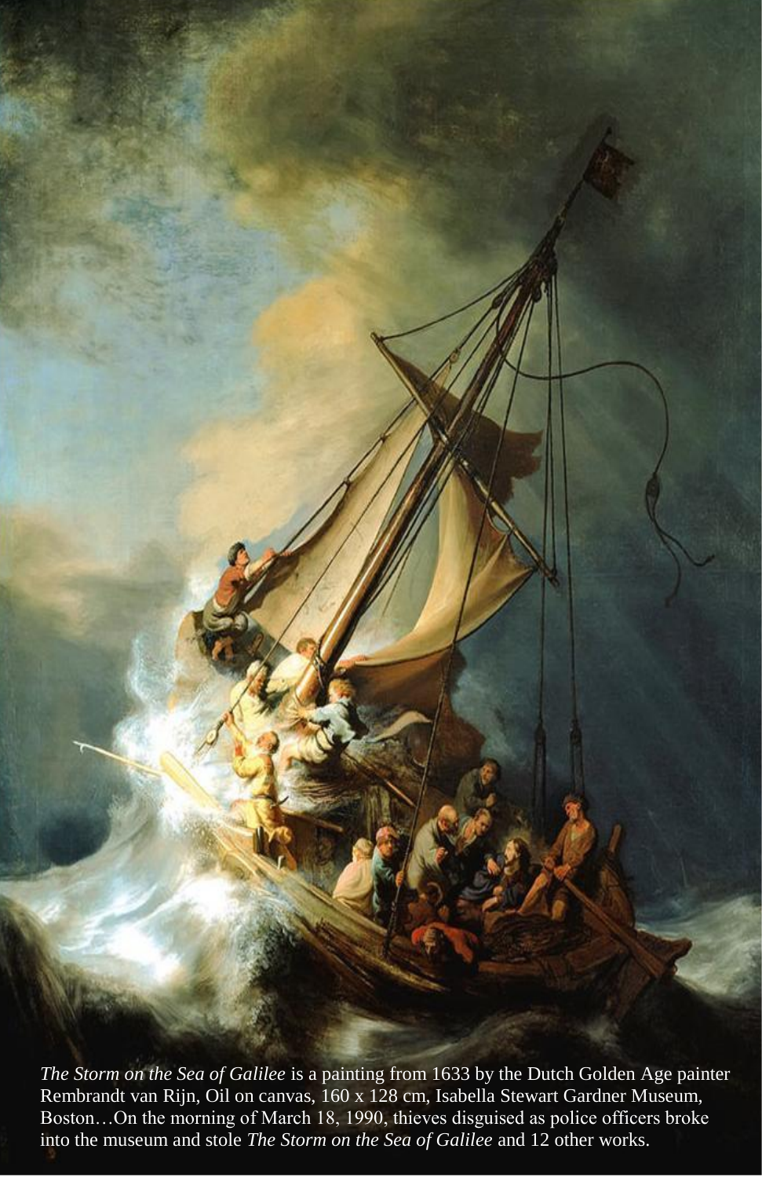*The Storm on the Sea of Galilee* is a painting from 1633 by the Dutch Golden Age painter Rembrandt van Rijn, Oil on canvas, 160 x 128 cm, Isabella Stewart Gardner Museum, Boston…On the morning of March 18, 1990, thieves disguised as police officers broke into the museum and stole *The Storm on the Sea of Galilee* and 12 other works.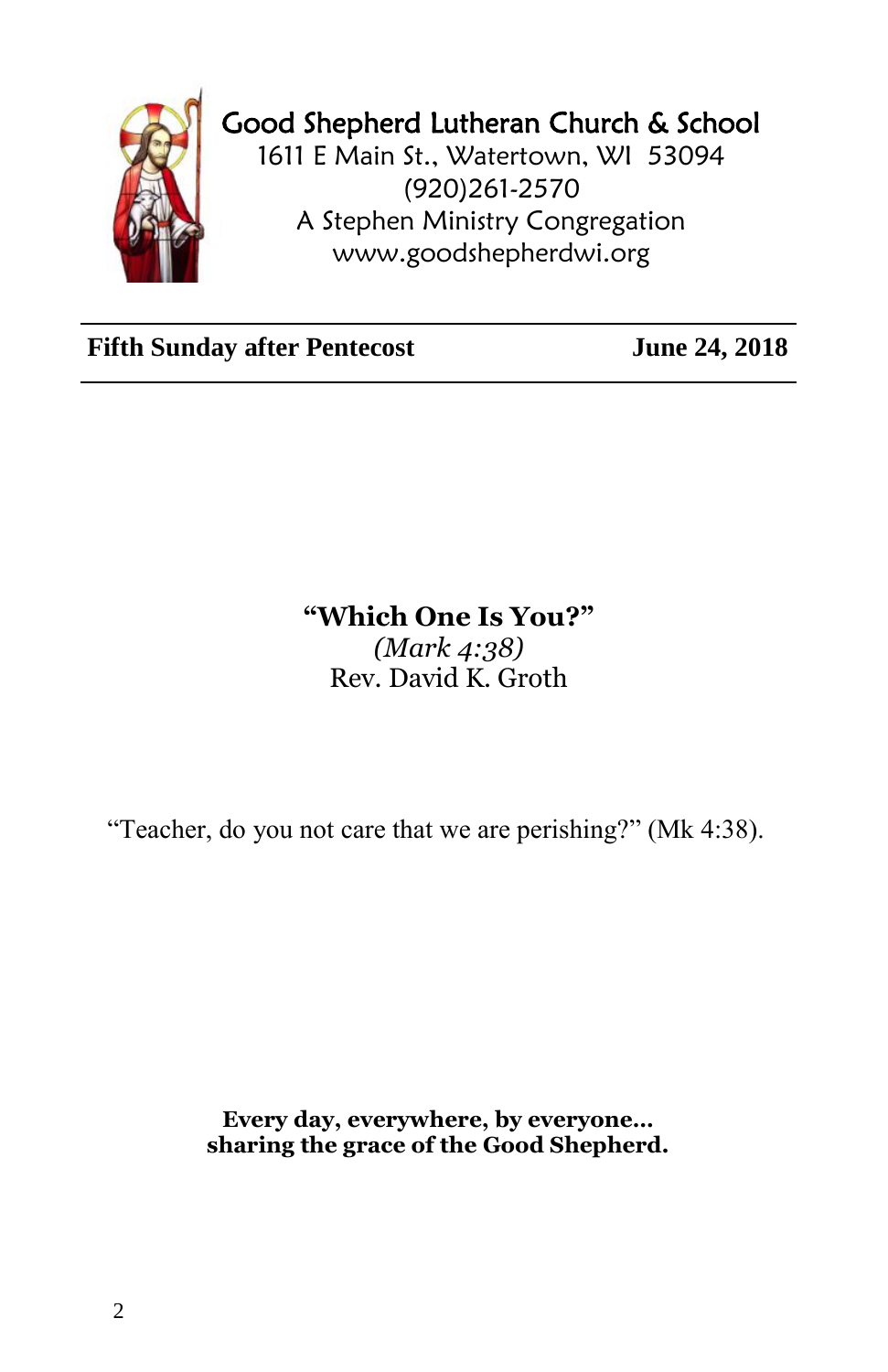# Good Shepherd Lutheran Church & School

1611 E Main St., Watertown, WI 53094
(920)261-2570
A Stephen Ministry Congregation
www.goodshepherdwi.org

**Fifth Sunday after Pentecost** **June 24, 2018**

## "Which One Is You?"

*(Mark 4:38)*
Rev. David K. Groth

"Teacher, do you not care that we are perishing?" (Mk 4:38).

**Every day, everywhere, by everyone…**
**sharing the grace of the Good Shepherd.**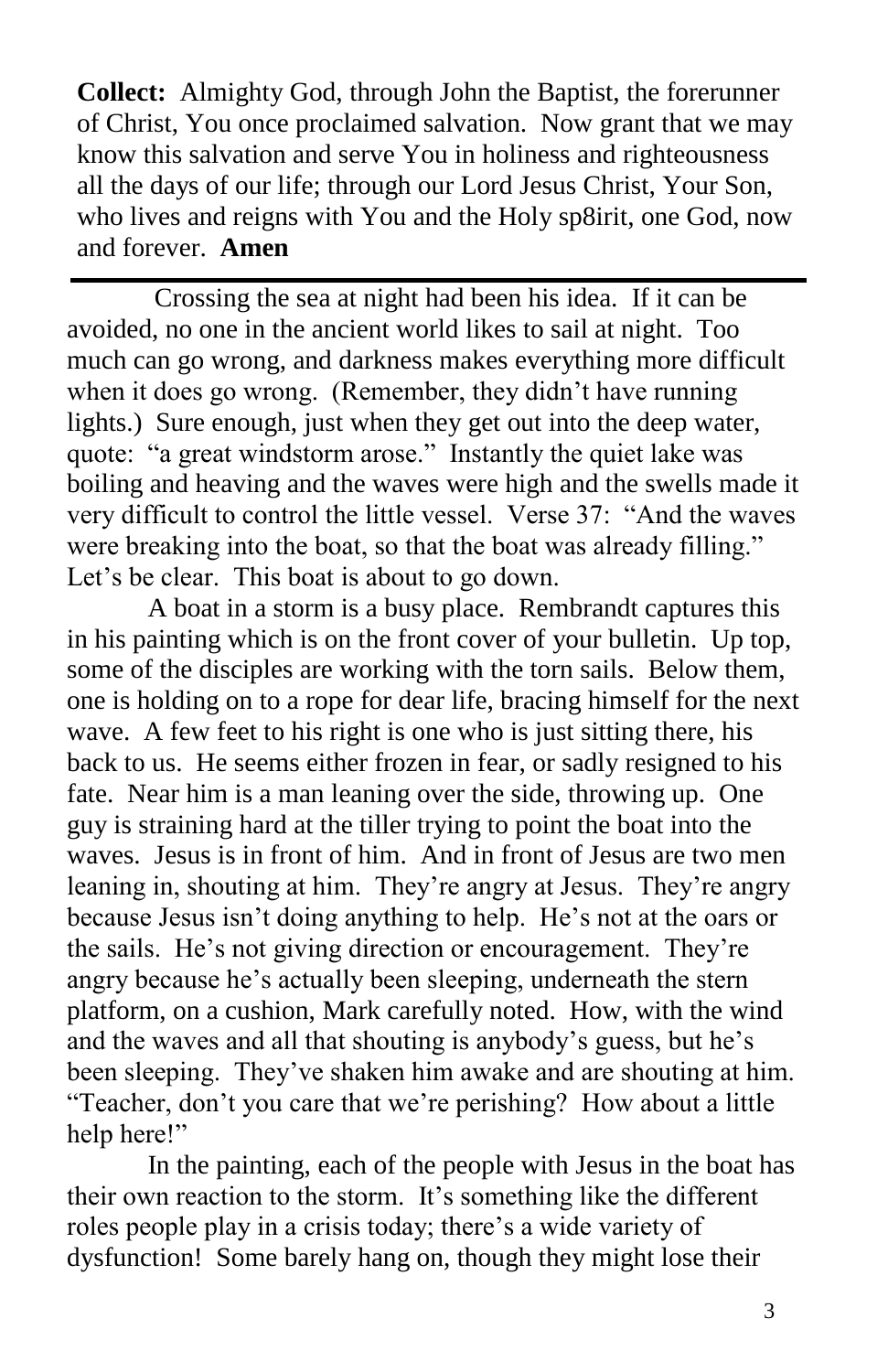**Collect:** Almighty God, through John the Baptist, the forerunner of Christ, You once proclaimed salvation. Now grant that we may know this salvation and serve You in holiness and righteousness all the days of our life; through our Lord Jesus Christ, Your Son, who lives and reigns with You and the Holy sp8irit, one God, now and forever. **Amen**

---

Crossing the sea at night had been his idea. If it can be avoided, no one in the ancient world likes to sail at night. Too much can go wrong, and darkness makes everything more difficult when it does go wrong. (Remember, they didn't have running lights.) Sure enough, just when they get out into the deep water, quote: "a great windstorm arose." Instantly the quiet lake was boiling and heaving and the waves were high and the swells made it very difficult to control the little vessel. Verse 37: "And the waves were breaking into the boat, so that the boat was already filling." Let's be clear. This boat is about to go down.

A boat in a storm is a busy place. Rembrandt captures this in his painting which is on the front cover of your bulletin. Up top, some of the disciples are working with the torn sails. Below them, one is holding on to a rope for dear life, bracing himself for the next wave. A few feet to his right is one who is just sitting there, his back to us. He seems either frozen in fear, or sadly resigned to his fate. Near him is a man leaning over the side, throwing up. One guy is straining hard at the tiller trying to point the boat into the waves. Jesus is in front of him. And in front of Jesus are two men leaning in, shouting at him. They're angry at Jesus. They're angry because Jesus isn't doing anything to help. He's not at the oars or the sails. He's not giving direction or encouragement. They're angry because he's actually been sleeping, underneath the stern platform, on a cushion, Mark carefully noted. How, with the wind and the waves and all that shouting is anybody's guess, but he's been sleeping. They've shaken him awake and are shouting at him. "Teacher, don't you care that we're perishing? How about a little help here!"

In the painting, each of the people with Jesus in the boat has their own reaction to the storm. It's something like the different roles people play in a crisis today; there's a wide variety of dysfunction! Some barely hang on, though they might lose their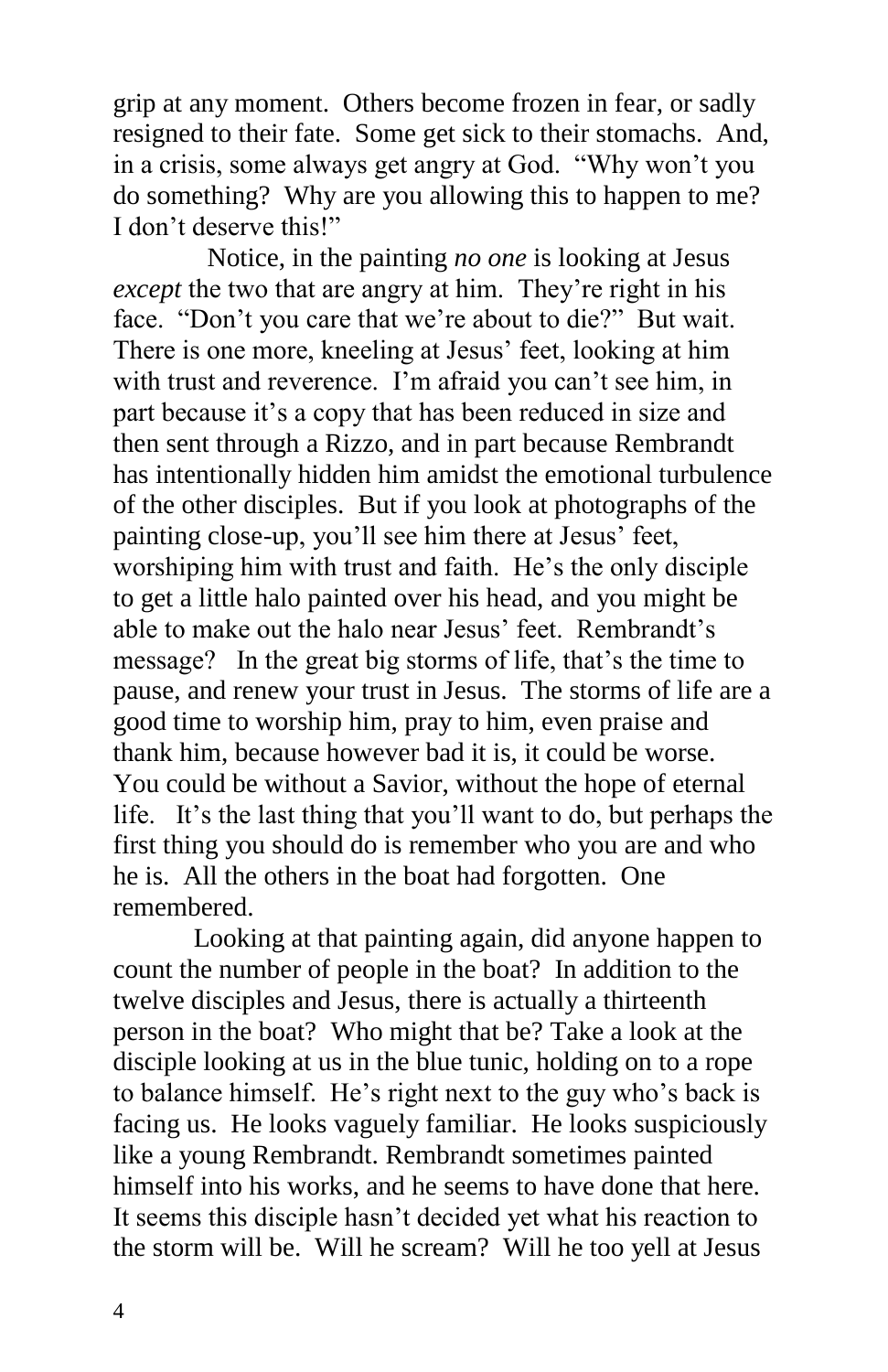grip at any moment. Others become frozen in fear, or sadly resigned to their fate. Some get sick to their stomachs. And, in a crisis, some always get angry at God. "Why won't you do something? Why are you allowing this to happen to me? I don't deserve this!"

Notice, in the painting *no one* is looking at Jesus *except* the two that are angry at him. They're right in his face. "Don't you care that we're about to die?" But wait. There is one more, kneeling at Jesus' feet, looking at him with trust and reverence. I'm afraid you can't see him, in part because it's a copy that has been reduced in size and then sent through a Rizzo, and in part because Rembrandt has intentionally hidden him amidst the emotional turbulence of the other disciples. But if you look at photographs of the painting close-up, you'll see him there at Jesus' feet, worshiping him with trust and faith. He's the only disciple to get a little halo painted over his head, and you might be able to make out the halo near Jesus' feet. Rembrandt's message? In the great big storms of life, that's the time to pause, and renew your trust in Jesus. The storms of life are a good time to worship him, pray to him, even praise and thank him, because however bad it is, it could be worse. You could be without a Savior, without the hope of eternal life. It's the last thing that you'll want to do, but perhaps the first thing you should do is remember who you are and who he is. All the others in the boat had forgotten. One remembered.

Looking at that painting again, did anyone happen to count the number of people in the boat? In addition to the twelve disciples and Jesus, there is actually a thirteenth person in the boat? Who might that be? Take a look at the disciple looking at us in the blue tunic, holding on to a rope to balance himself. He's right next to the guy who's back is facing us. He looks vaguely familiar. He looks suspiciously like a young Rembrandt. Rembrandt sometimes painted himself into his works, and he seems to have done that here. It seems this disciple hasn't decided yet what his reaction to the storm will be. Will he scream? Will he too yell at Jesus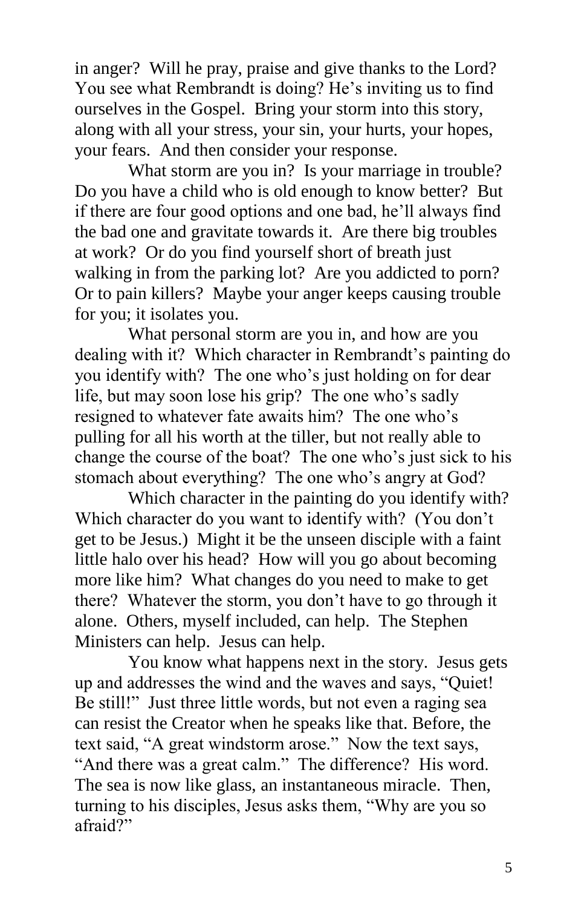in anger? Will he pray, praise and give thanks to the Lord? You see what Rembrandt is doing? He's inviting us to find ourselves in the Gospel. Bring your storm into this story, along with all your stress, your sin, your hurts, your hopes, your fears. And then consider your response.

What storm are you in? Is your marriage in trouble? Do you have a child who is old enough to know better? But if there are four good options and one bad, he'll always find the bad one and gravitate towards it. Are there big troubles at work? Or do you find yourself short of breath just walking in from the parking lot? Are you addicted to porn? Or to pain killers? Maybe your anger keeps causing trouble for you; it isolates you.

What personal storm are you in, and how are you dealing with it? Which character in Rembrandt's painting do you identify with? The one who's just holding on for dear life, but may soon lose his grip? The one who's sadly resigned to whatever fate awaits him? The one who's pulling for all his worth at the tiller, but not really able to change the course of the boat? The one who's just sick to his stomach about everything? The one who's angry at God?

Which character in the painting do you identify with? Which character do you want to identify with? (You don't get to be Jesus.) Might it be the unseen disciple with a faint little halo over his head? How will you go about becoming more like him? What changes do you need to make to get there? Whatever the storm, you don't have to go through it alone. Others, myself included, can help. The Stephen Ministers can help. Jesus can help.

You know what happens next in the story. Jesus gets up and addresses the wind and the waves and says, "Quiet! Be still!" Just three little words, but not even a raging sea can resist the Creator when he speaks like that. Before, the text said, "A great windstorm arose." Now the text says, "And there was a great calm." The difference? His word. The sea is now like glass, an instantaneous miracle. Then, turning to his disciples, Jesus asks them, "Why are you so afraid?"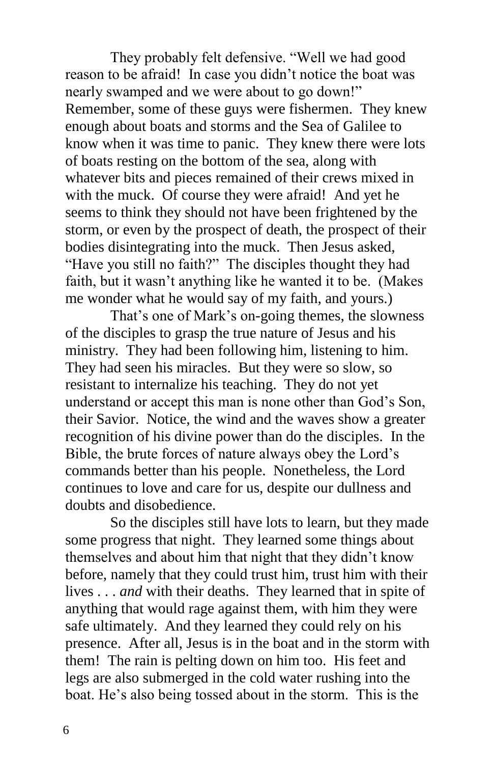They probably felt defensive. "Well we had good reason to be afraid! In case you didn't notice the boat was nearly swamped and we were about to go down!" Remember, some of these guys were fishermen. They knew enough about boats and storms and the Sea of Galilee to know when it was time to panic. They knew there were lots of boats resting on the bottom of the sea, along with whatever bits and pieces remained of their crews mixed in with the muck. Of course they were afraid! And yet he seems to think they should not have been frightened by the storm, or even by the prospect of death, the prospect of their bodies disintegrating into the muck. Then Jesus asked, "Have you still no faith?" The disciples thought they had faith, but it wasn't anything like he wanted it to be. (Makes me wonder what he would say of my faith, and yours.)

That's one of Mark's on-going themes, the slowness of the disciples to grasp the true nature of Jesus and his ministry. They had been following him, listening to him. They had seen his miracles. But they were so slow, so resistant to internalize his teaching. They do not yet understand or accept this man is none other than God's Son, their Savior. Notice, the wind and the waves show a greater recognition of his divine power than do the disciples. In the Bible, the brute forces of nature always obey the Lord's commands better than his people. Nonetheless, the Lord continues to love and care for us, despite our dullness and doubts and disobedience.

So the disciples still have lots to learn, but they made some progress that night. They learned some things about themselves and about him that night that they didn't know before, namely that they could trust him, trust him with their lives . . . *and* with their deaths. They learned that in spite of anything that would rage against them, with him they were safe ultimately. And they learned they could rely on his presence. After all, Jesus is in the boat and in the storm with them! The rain is pelting down on him too. His feet and legs are also submerged in the cold water rushing into the boat. He's also being tossed about in the storm. This is the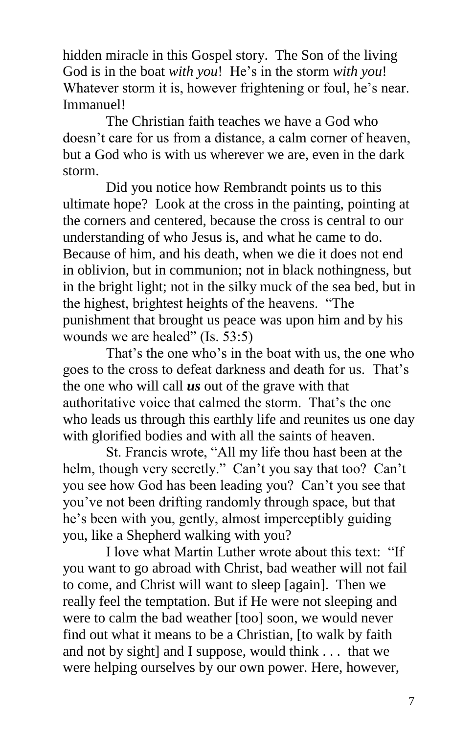hidden miracle in this Gospel story. The Son of the living God is in the boat *with you*! He's in the storm *with you*! Whatever storm it is, however frightening or foul, he's near. Immanuel!

The Christian faith teaches we have a God who doesn't care for us from a distance, a calm corner of heaven, but a God who is with us wherever we are, even in the dark storm.

Did you notice how Rembrandt points us to this ultimate hope? Look at the cross in the painting, pointing at the corners and centered, because the cross is central to our understanding of who Jesus is, and what he came to do. Because of him, and his death, when we die it does not end in oblivion, but in communion; not in black nothingness, but in the bright light; not in the silky muck of the sea bed, but in the highest, brightest heights of the heavens. "The punishment that brought us peace was upon him and by his wounds we are healed" (Is. 53:5)

That's the one who's in the boat with us, the one who goes to the cross to defeat darkness and death for us. That's the one who will call ***us*** out of the grave with that authoritative voice that calmed the storm. That's the one who leads us through this earthly life and reunites us one day with glorified bodies and with all the saints of heaven.

St. Francis wrote, "All my life thou hast been at the helm, though very secretly." Can't you say that too? Can't you see how God has been leading you? Can't you see that you've not been drifting randomly through space, but that he's been with you, gently, almost imperceptibly guiding you, like a Shepherd walking with you?

I love what Martin Luther wrote about this text: "If you want to go abroad with Christ, bad weather will not fail to come, and Christ will want to sleep [again]. Then we really feel the temptation. But if He were not sleeping and were to calm the bad weather [too] soon, we would never find out what it means to be a Christian, [to walk by faith and not by sight] and I suppose, would think . . . that we were helping ourselves by our own power. Here, however,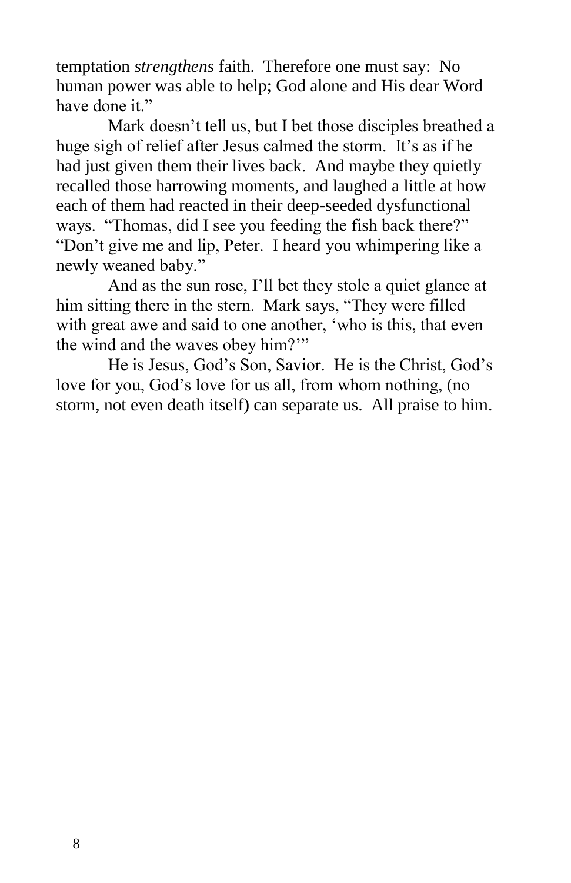temptation *strengthens* faith. Therefore one must say: No human power was able to help; God alone and His dear Word have done it."

Mark doesn't tell us, but I bet those disciples breathed a huge sigh of relief after Jesus calmed the storm. It's as if he had just given them their lives back. And maybe they quietly recalled those harrowing moments, and laughed a little at how each of them had reacted in their deep-seeded dysfunctional ways. "Thomas, did I see you feeding the fish back there?" "Don't give me and lip, Peter. I heard you whimpering like a newly weaned baby."

And as the sun rose, I'll bet they stole a quiet glance at him sitting there in the stern. Mark says, "They were filled with great awe and said to one another, 'who is this, that even the wind and the waves obey him?'"

He is Jesus, God's Son, Savior. He is the Christ, God's love for you, God's love for us all, from whom nothing, (no storm, not even death itself) can separate us. All praise to him.